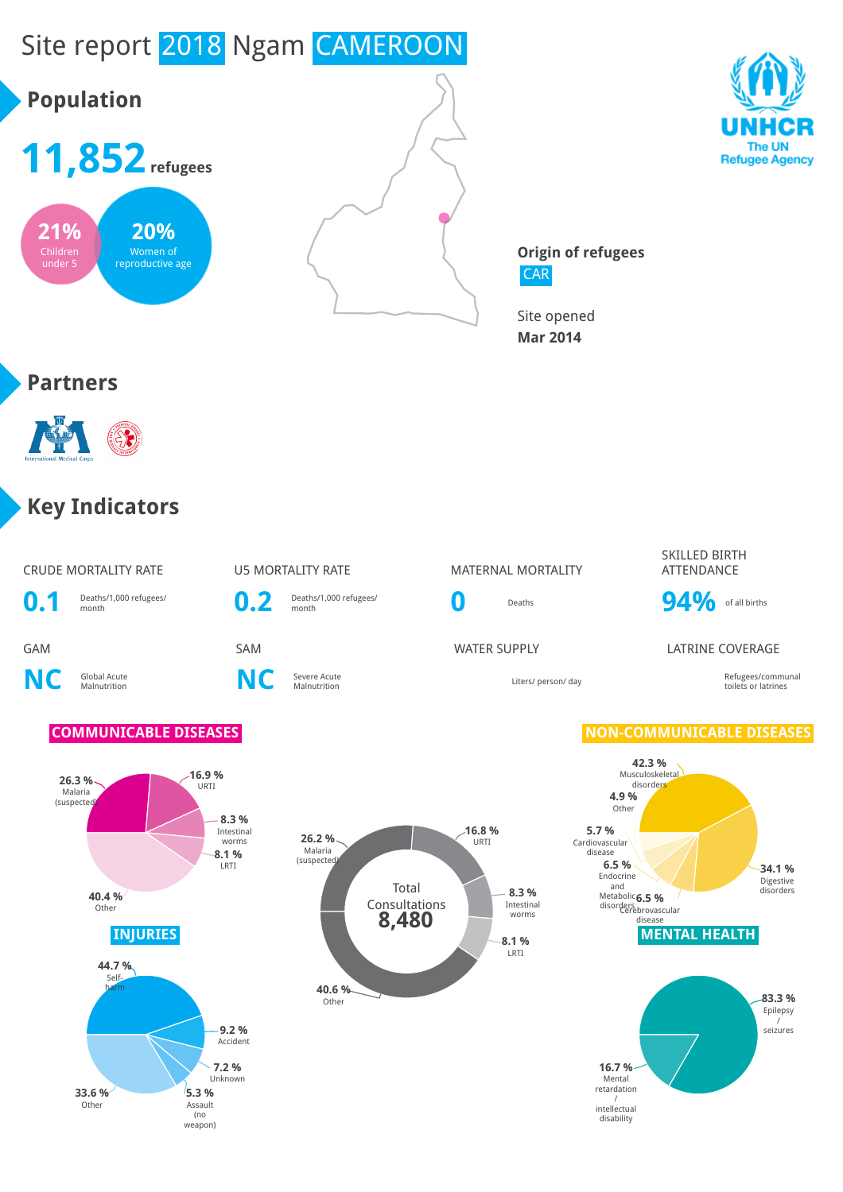# Site report 2018 Ngam CAMEROON

## Population

**11,852** refugees

- 21% Children under 5
- 20% Women of reproductive age

**Origin of refugees**
CAR

Site opened
**Mar 2014**

## Partners

## Key Indicators

| Indicator | Value | Unit |
|---|---|---|
| CRUDE MORTALITY RATE | 0.1 | Deaths/1,000 refugees/ month |
| U5 MORTALITY RATE | 0.2 | Deaths/1,000 refugees/ month |
| MATERNAL MORTALITY | 0 | Deaths |
| SKILLED BIRTH ATTENDANCE | 94% | of all births |
| GAM | NC | Global Acute Malnutrition |
| SAM | NC | Severe Acute Malnutrition |
| WATER SUPPLY | | Liters/ person/ day |
| LATRINE COVERAGE | | Refugees/communal toilets or latrines |

### COMMUNICABLE DISEASES

- 26.3 % Malaria (suspected)
- 16.9 % URTI
- 8.3 % Intestinal worms
- 8.1 % LRTI
- 40.4 % Other

### Total Consultations 8,480

- 26.2 % Malaria (suspected)
- 16.8 % URTI
- 8.3 % Intestinal worms
- 8.1 % LRTI
- 40.6 % Other

### NON-COMMUNICABLE DISEASES

- 42.3 % Musculoskeletal disorders
- 34.1 % Digestive disorders
- 6.5 % Cerebrovascular disease
- 6.5 % Endocrine and Metabolic disorders
- 5.7 % Cardiovascular disease
- 4.9 % Other

### INJURIES

- 44.7 % Self-harm
- 9.2 % Accident
- 7.2 % Unknown
- 5.3 % Assault (no weapon)
- 33.6 % Other

### MENTAL HEALTH

- 83.3 % Epilepsy / seizures
- 16.7 % Mental retardation / intellectual disability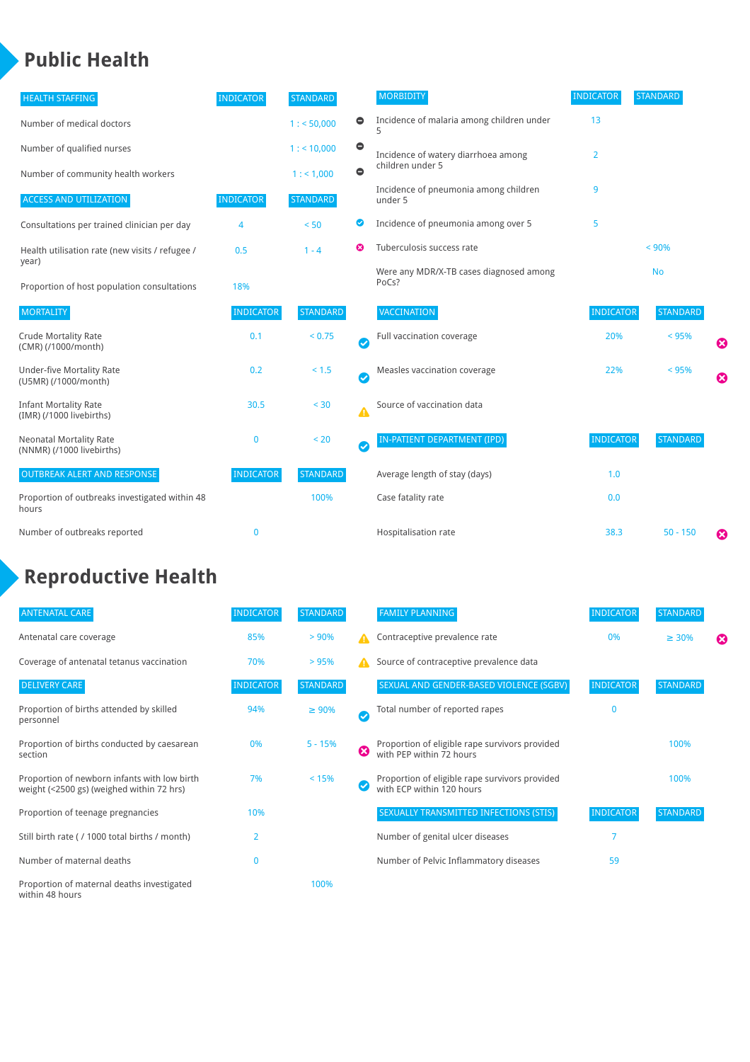# Public Health

| HEALTH STAFFING | INDICATOR | STANDARD |
|---|---|---|
| Number of medical doctors | | 1 : < 50,000 |
| Number of qualified nurses | | 1 : < 10,000 |
| Number of community health workers | | 1 : < 1,000 |

| ACCESS AND UTILIZATION | INDICATOR | STANDARD |
|---|---|---|
| Consultations per trained clinician per day | 4 | < 50 |
| Health utilisation rate (new visits / refugee / year) | 0.5 | 1 - 4 |
| Proportion of host population consultations | 18% | |

| MORTALITY | INDICATOR | STANDARD |
|---|---|---|
| Crude Mortality Rate (CMR) (/1000/month) | 0.1 | < 0.75 |
| Under-five Mortality Rate (U5MR) (/1000/month) | 0.2 | < 1.5 |
| Infant Mortality Rate (IMR) (/1000 livebirths) | 30.5 | < 30 |
| Neonatal Mortality Rate (NNMR) (/1000 livebirths) | 0 | < 20 |

| OUTBREAK ALERT AND RESPONSE | INDICATOR | STANDARD |
|---|---|---|
| Proportion of outbreaks investigated within 48 hours | | 100% |
| Number of outbreaks reported | 0 | |

| MORBIDITY | INDICATOR | STANDARD |
|---|---|---|
| Incidence of malaria among children under 5 | 13 | |
| Incidence of watery diarrhoea among children under 5 | 2 | |
| Incidence of pneumonia among children under 5 | 9 | |
| Incidence of pneumonia among over 5 | 5 | |
| Tuberculosis success rate | | < 90% |
| Were any MDR/X-TB cases diagnosed among PoCs? | | No |

| VACCINATION | INDICATOR | STANDARD |
|---|---|---|
| Full vaccination coverage | 20% | < 95% |
| Measles vaccination coverage | 22% | < 95% |
| Source of vaccination data | | |

| IN-PATIENT DEPARTMENT (IPD) | INDICATOR | STANDARD |
|---|---|---|
| Average length of stay (days) | 1.0 | |
| Case fatality rate | 0.0 | |
| Hospitalisation rate | 38.3 | 50 - 150 |

# Reproductive Health

| ANTENATAL CARE | INDICATOR | STANDARD |
|---|---|---|
| Antenatal care coverage | 85% | > 90% |
| Coverage of antenatal tetanus vaccination | 70% | > 95% |

| DELIVERY CARE | INDICATOR | STANDARD |
|---|---|---|
| Proportion of births attended by skilled personnel | 94% | ≥ 90% |
| Proportion of births conducted by caesarean section | 0% | 5 - 15% |
| Proportion of newborn infants with low birth weight (<2500 gs) (weighed within 72 hrs) | 7% | < 15% |
| Proportion of teenage pregnancies | 10% | |
| Still birth rate ( / 1000 total births / month) | 2 | |
| Number of maternal deaths | 0 | |
| Proportion of maternal deaths investigated within 48 hours | | 100% |

| FAMILY PLANNING | INDICATOR | STANDARD |
|---|---|---|
| Contraceptive prevalence rate | 0% | ≥ 30% |
| Source of contraceptive prevalence data | | |

| SEXUAL AND GENDER-BASED VIOLENCE (SGBV) | INDICATOR | STANDARD |
|---|---|---|
| Total number of reported rapes | 0 | |
| Proportion of eligible rape survivors provided with PEP within 72 hours | | 100% |
| Proportion of eligible rape survivors provided with ECP within 120 hours | | 100% |

| SEXUALLY TRANSMITTED INFECTIONS (STIS) | INDICATOR | STANDARD |
|---|---|---|
| Number of genital ulcer diseases | 7 | |
| Number of Pelvic Inflammatory diseases | 59 | |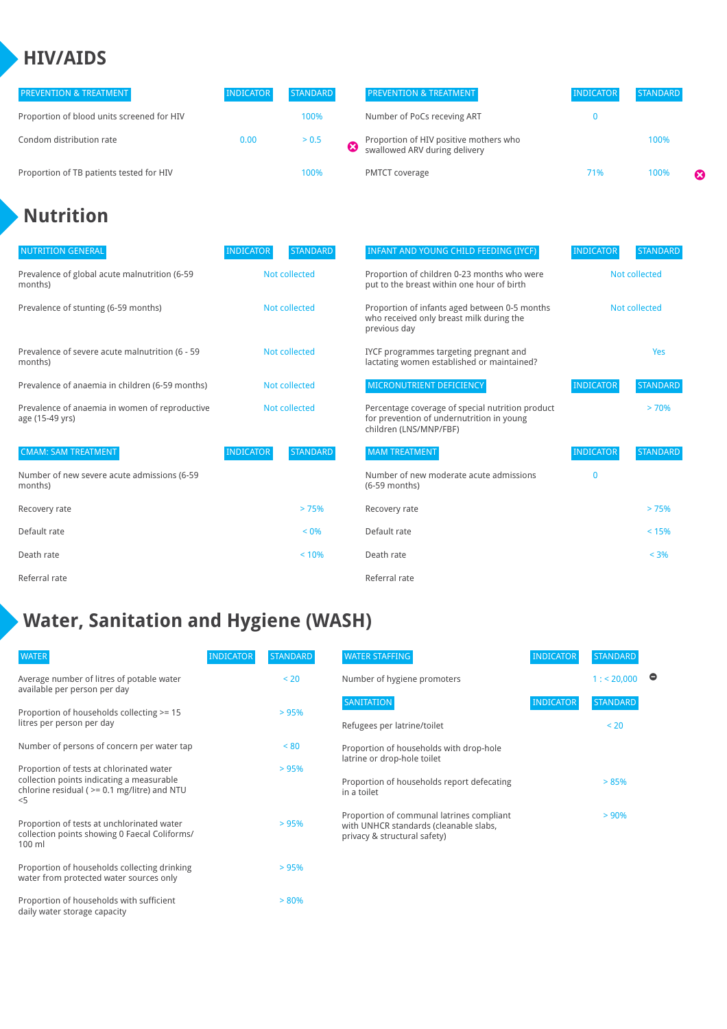# HIV/AIDS

| PREVENTION & TREATMENT | INDICATOR | STANDARD |
|---|---|---|
| Proportion of blood units screened for HIV | | 100% |
| Condom distribution rate | 0.00 | > 0.5 |
| Proportion of TB patients tested for HIV | | 100% |

| PREVENTION & TREATMENT | INDICATOR | STANDARD |
|---|---|---|
| Number of PoCs receving ART | 0 | |
| Proportion of HIV positive mothers who swallowed ARV during delivery | | 100% |
| PMTCT coverage | 71% | 100% |

# Nutrition

| NUTRITION GENERAL | INDICATOR | STANDARD |
|---|---|---|
| Prevalence of global acute malnutrition (6-59 months) | Not collected | |
| Prevalence of stunting (6-59 months) | Not collected | |
| Prevalence of severe acute malnutrition (6 - 59 months) | Not collected | |
| Prevalence of anaemia in children (6-59 months) | Not collected | |
| Prevalence of anaemia in women of reproductive age (15-49 yrs) | Not collected | |

| INFANT AND YOUNG CHILD FEEDING (IYCF) | INDICATOR | STANDARD |
|---|---|---|
| Proportion of children 0-23 months who were put to the breast within one hour of birth | Not collected | |
| Proportion of infants aged between 0-5 months who received only breast milk during the previous day | Not collected | |
| IYCF programmes targeting pregnant and lactating women established or maintained? | | Yes |

| MICRONUTRIENT DEFICIENCY | INDICATOR | STANDARD |
|---|---|---|
| Percentage coverage of special nutrition product for prevention of undernutrition in young children (LNS/MNP/FBF) | | > 70% |

| CMAM: SAM TREATMENT | INDICATOR | STANDARD |
|---|---|---|
| Number of new severe acute admissions (6-59 months) | | |
| Recovery rate | | > 75% |
| Default rate | | < 0% |
| Death rate | | < 10% |
| Referral rate | | |

| MAM TREATMENT | INDICATOR | STANDARD |
|---|---|---|
| Number of new moderate acute admissions (6-59 months) | 0 | |
| Recovery rate | | > 75% |
| Default rate | | < 15% |
| Death rate | | < 3% |
| Referral rate | | |

# Water, Sanitation and Hygiene (WASH)

| WATER | INDICATOR | STANDARD |
|---|---|---|
| Average number of litres of potable water available per person per day | | < 20 |
| Proportion of households collecting >= 15 litres per person per day | | > 95% |
| Number of persons of concern per water tap | | < 80 |
| Proportion of tests at chlorinated water collection points indicating a measurable chlorine residual ( >= 0.1 mg/litre) and NTU <5 | | > 95% |
| Proportion of tests at unchlorinated water collection points showing 0 Faecal Coliforms/ 100 ml | | > 95% |
| Proportion of households collecting drinking water from protected water sources only | | > 95% |
| Proportion of households with sufficient daily water storage capacity | | > 80% |

| WATER STAFFING | INDICATOR | STANDARD |
|---|---|---|
| Number of hygiene promoters | | 1 : < 20,000 |

| SANITATION | INDICATOR | STANDARD |
|---|---|---|
| Refugees per latrine/toilet | | < 20 |
| Proportion of households with drop-hole latrine or drop-hole toilet | | |
| Proportion of households report defecating in a toilet | | > 85% |
| Proportion of communal latrines compliant with UNHCR standards (cleanable slabs, privacy & structural safety) | | > 90% |